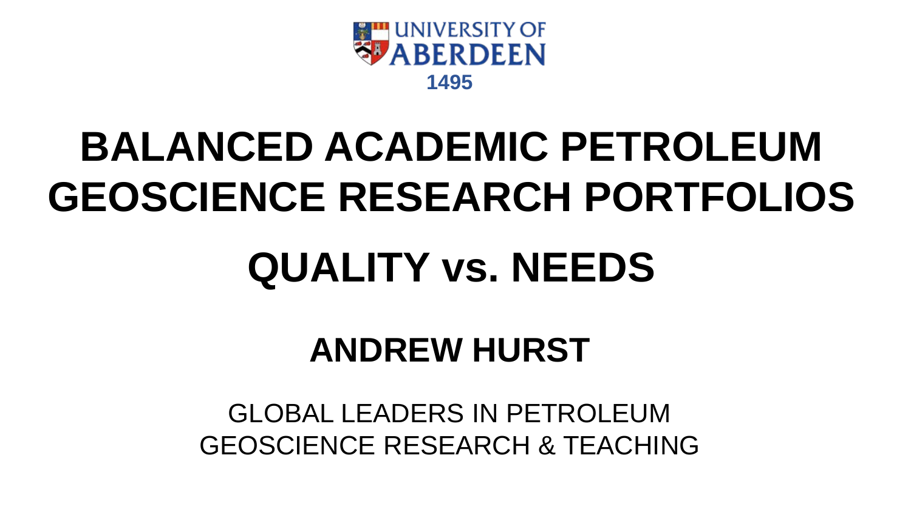UNIVERSITY OF ABERDEEN

1495

# BALANCED ACADEMIC PETROLEUM GEOSCIENCE RESEARCH PORTFOLIOS

# QUALITY vs. NEEDS

## ANDREW HURST

GLOBAL LEADERS IN PETROLEUM GEOSCIENCE RESEARCH & TEACHING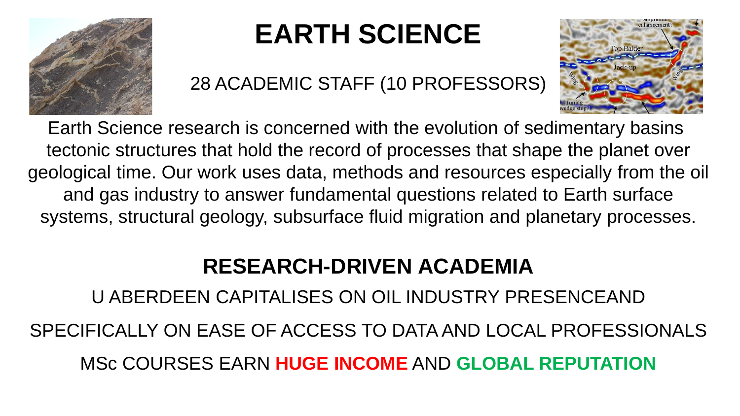# EARTH SCIENCE

28 ACADEMIC STAFF (10 PROFESSORS)

Earth Science research is concerned with the evolution of sedimentary basins tectonic structures that hold the record of processes that shape the planet over geological time. Our work uses data, methods and resources especially from the oil and gas industry to answer fundamental questions related to Earth surface systems, structural geology, subsurface fluid migration and planetary processes.

## RESEARCH-DRIVEN ACADEMIA

U ABERDEEN CAPITALISES ON OIL INDUSTRY PRESENCEAND

SPECIFICALLY ON EASE OF ACCESS TO DATA AND LOCAL PROFESSIONALS

MSc COURSES EARN **HUGE INCOME** AND **GLOBAL REPUTATION**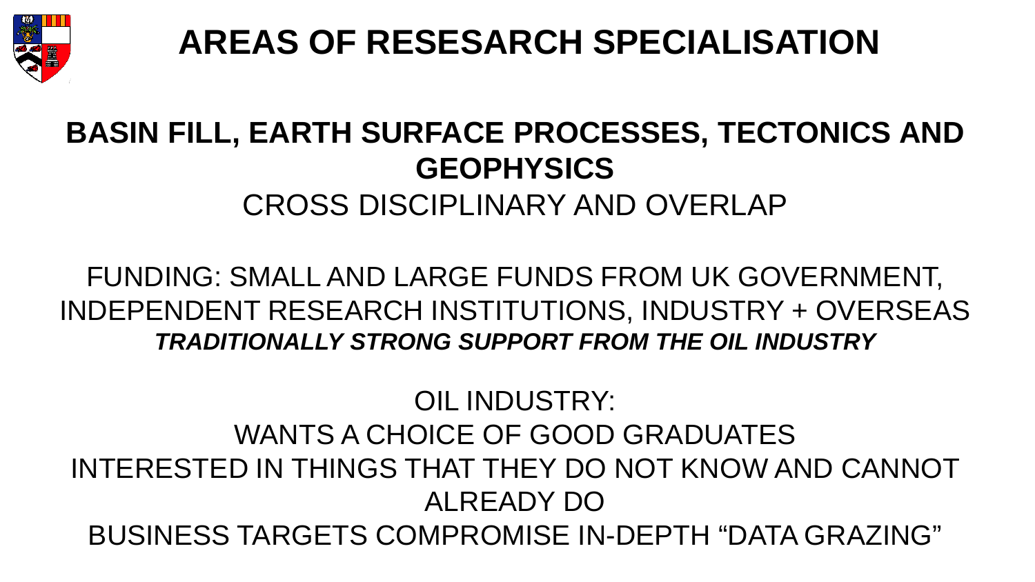# AREAS OF RESESARCH SPECIALISATION

**BASIN FILL, EARTH SURFACE PROCESSES, TECTONICS AND GEOPHYSICS**

CROSS DISCIPLINARY AND OVERLAP

FUNDING: SMALL AND LARGE FUNDS FROM UK GOVERNMENT, INDEPENDENT RESEARCH INSTITUTIONS, INDUSTRY + OVERSEAS

***TRADITIONALLY STRONG SUPPORT FROM THE OIL INDUSTRY***

OIL INDUSTRY:

WANTS A CHOICE OF GOOD GRADUATES

INTERESTED IN THINGS THAT THEY DO NOT KNOW AND CANNOT ALREADY DO

BUSINESS TARGETS COMPROMISE IN-DEPTH “DATA GRAZING”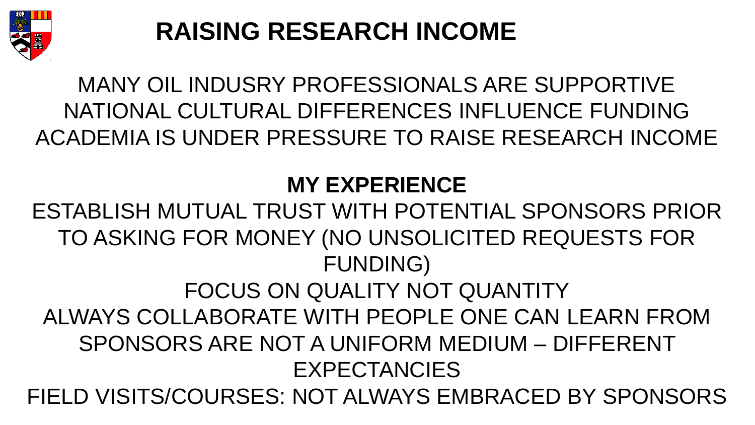# RAISING RESEARCH INCOME

MANY OIL INDUSRY PROFESSIONALS ARE SUPPORTIVE
NATIONAL CULTURAL DIFFERENCES INFLUENCE FUNDING
ACADEMIA IS UNDER PRESSURE TO RAISE RESEARCH INCOME

## MY EXPERIENCE

ESTABLISH MUTUAL TRUST WITH POTENTIAL SPONSORS PRIOR TO ASKING FOR MONEY (NO UNSOLICITED REQUESTS FOR FUNDING)
FOCUS ON QUALITY NOT QUANTITY
ALWAYS COLLABORATE WITH PEOPLE ONE CAN LEARN FROM
SPONSORS ARE NOT A UNIFORM MEDIUM – DIFFERENT EXPECTANCIES
FIELD VISITS/COURSES: NOT ALWAYS EMBRACED BY SPONSORS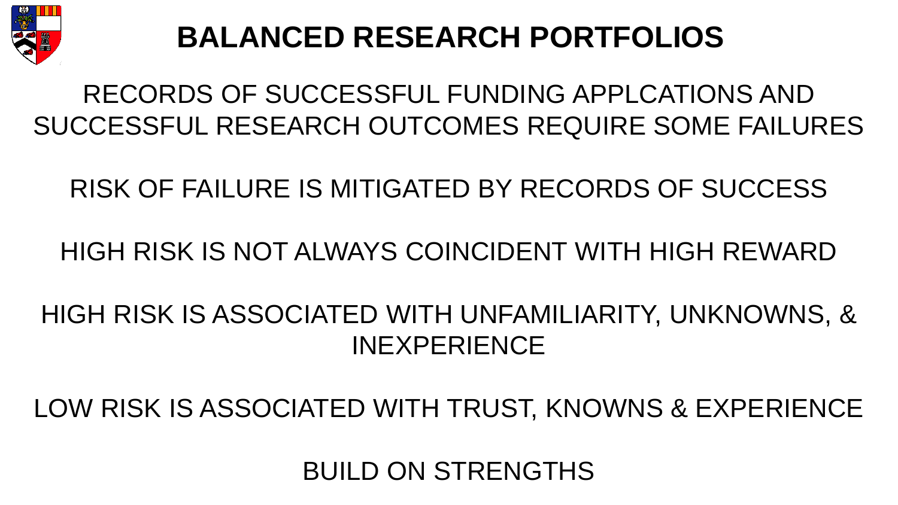# BALANCED RESEARCH PORTFOLIOS

RECORDS OF SUCCESSFUL FUNDING APPLCATIONS AND SUCCESSFUL RESEARCH OUTCOMES REQUIRE SOME FAILURES

RISK OF FAILURE IS MITIGATED BY RECORDS OF SUCCESS

HIGH RISK IS NOT ALWAYS COINCIDENT WITH HIGH REWARD

HIGH RISK IS ASSOCIATED WITH UNFAMILIARITY, UNKNOWNS, & INEXPERIENCE

LOW RISK IS ASSOCIATED WITH TRUST, KNOWNS & EXPERIENCE

BUILD ON STRENGTHS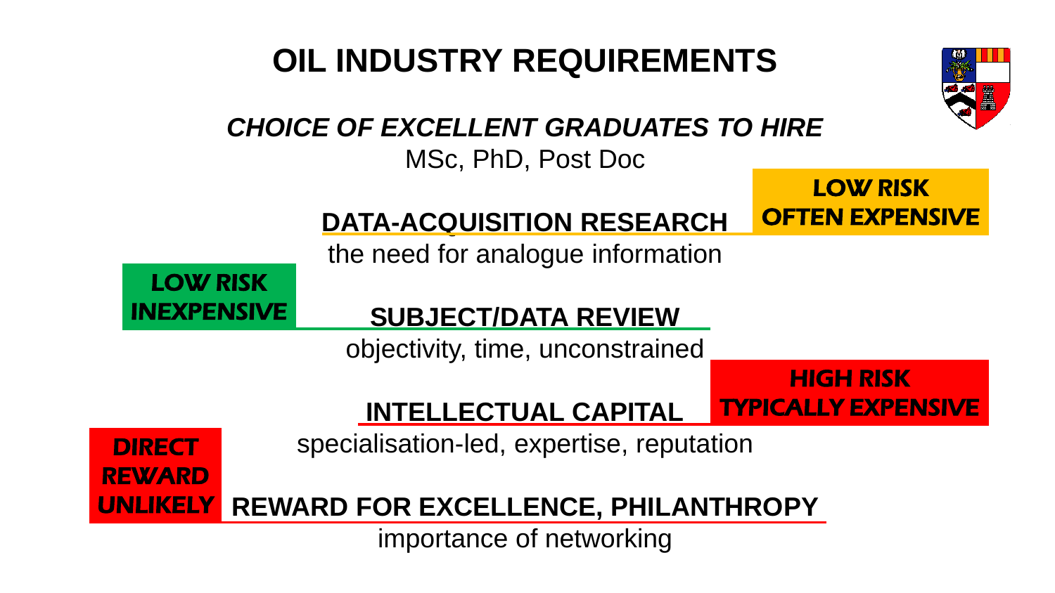# OIL INDUSTRY REQUIREMENTS

***CHOICE OF EXCELLENT GRADUATES TO HIRE***

MSc, PhD, Post Doc

**LOW RISK OFTEN EXPENSIVE**

**DATA-ACQUISITION RESEARCH**

the need for analogue information

**LOW RISK INEXPENSIVE**

**SUBJECT/DATA REVIEW**

objectivity, time, unconstrained

**HIGH RISK TYPICALLY EXPENSIVE**

**INTELLECTUAL CAPITAL**

specialisation-led, expertise, reputation

**DIRECT REWARD UNLIKELY**

**REWARD FOR EXCELLENCE, PHILANTHROPY**

importance of networking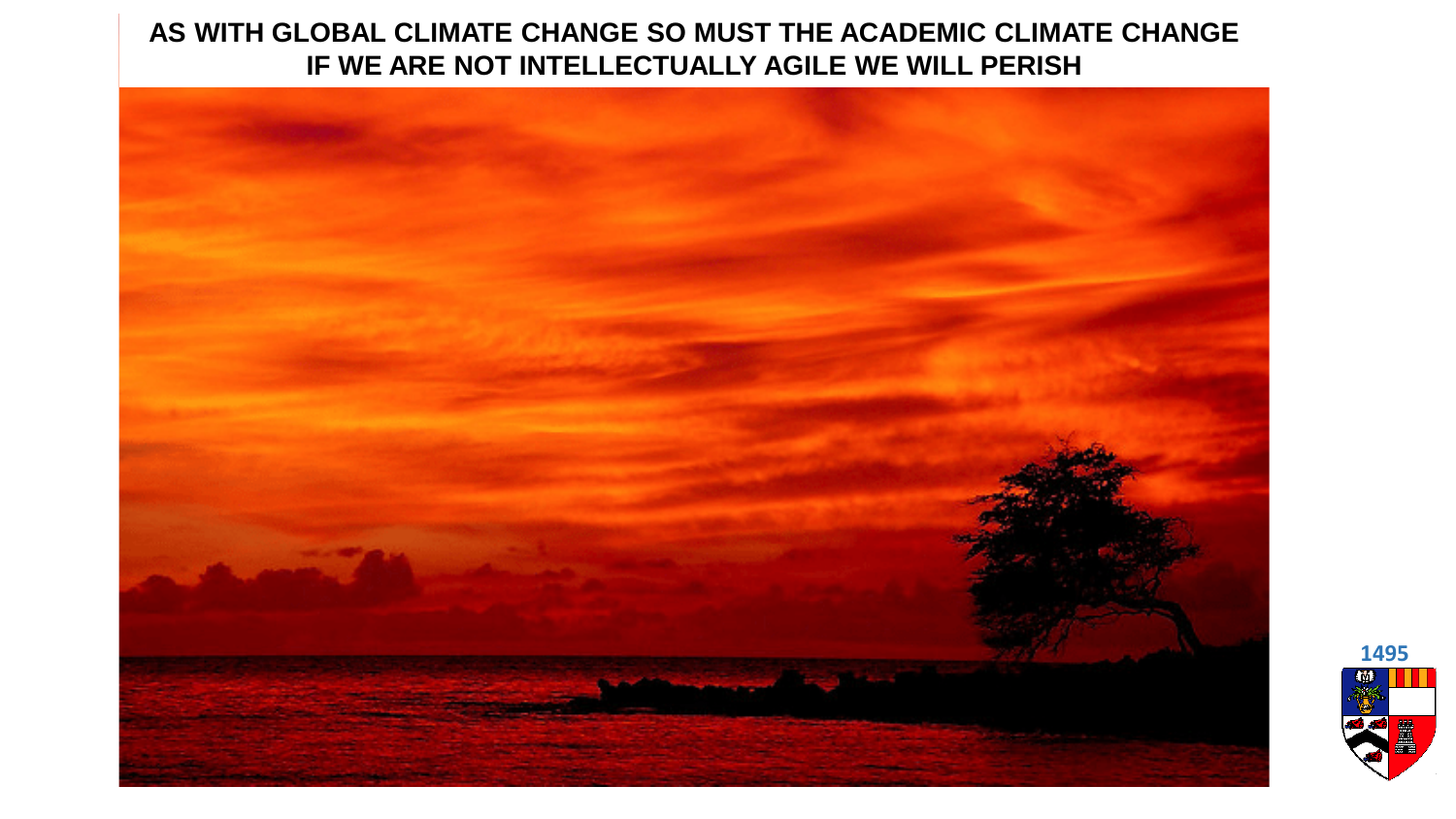**AS WITH GLOBAL CLIMATE CHANGE SO MUST THE ACADEMIC CLIMATE CHANGE**
**IF WE ARE NOT INTELLECTUALLY AGILE WE WILL PERISH**

1495